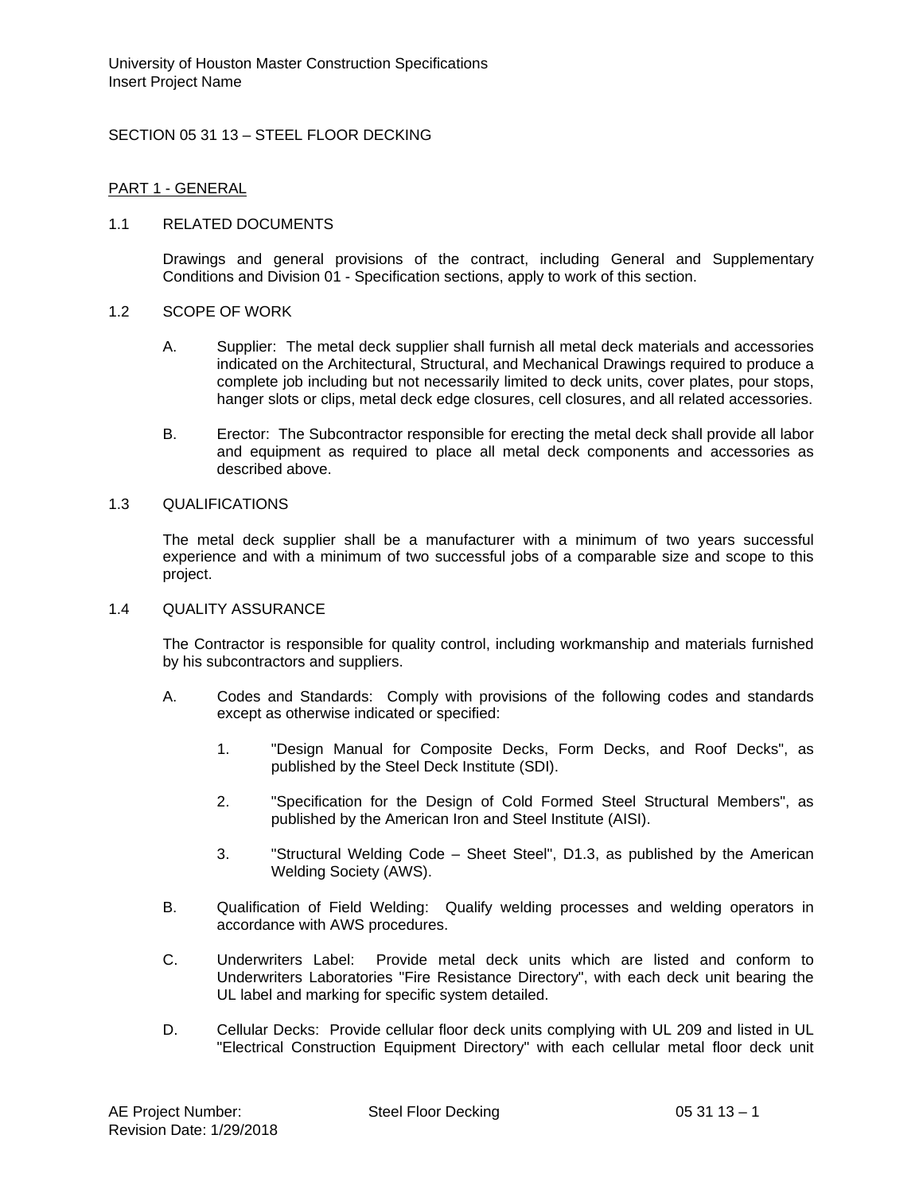# SECTION 05 31 13 – STEEL FLOOR DECKING

## PART 1 - GENERAL

### 1.1 RELATED DOCUMENTS

Drawings and general provisions of the contract, including General and Supplementary Conditions and Division 01 - Specification sections, apply to work of this section.

### 1.2 SCOPE OF WORK

A. Supplier: The metal deck supplier shall furnish all metal deck materials and accessories indicated on the Architectural, Structural, and Mechanical Drawings required to produce a complete job including but not necessarily limited to deck units, cover plates, pour stops, hanger slots or clips, metal deck edge closures, cell closures, and all related accessories.

B. Erector: The Subcontractor responsible for erecting the metal deck shall provide all labor and equipment as required to place all metal deck components and accessories as described above.

### 1.3 QUALIFICATIONS

The metal deck supplier shall be a manufacturer with a minimum of two years successful experience and with a minimum of two successful jobs of a comparable size and scope to this project.

### 1.4 QUALITY ASSURANCE

The Contractor is responsible for quality control, including workmanship and materials furnished by his subcontractors and suppliers.

A. Codes and Standards: Comply with provisions of the following codes and standards except as otherwise indicated or specified:

1. "Design Manual for Composite Decks, Form Decks, and Roof Decks", as published by the Steel Deck Institute (SDI).

2. "Specification for the Design of Cold Formed Steel Structural Members", as published by the American Iron and Steel Institute (AISI).

3. "Structural Welding Code – Sheet Steel", D1.3, as published by the American Welding Society (AWS).

B. Qualification of Field Welding: Qualify welding processes and welding operators in accordance with AWS procedures.

C. Underwriters Label: Provide metal deck units which are listed and conform to Underwriters Laboratories "Fire Resistance Directory", with each deck unit bearing the UL label and marking for specific system detailed.

D. Cellular Decks: Provide cellular floor deck units complying with UL 209 and listed in UL "Electrical Construction Equipment Directory" with each cellular metal floor deck unit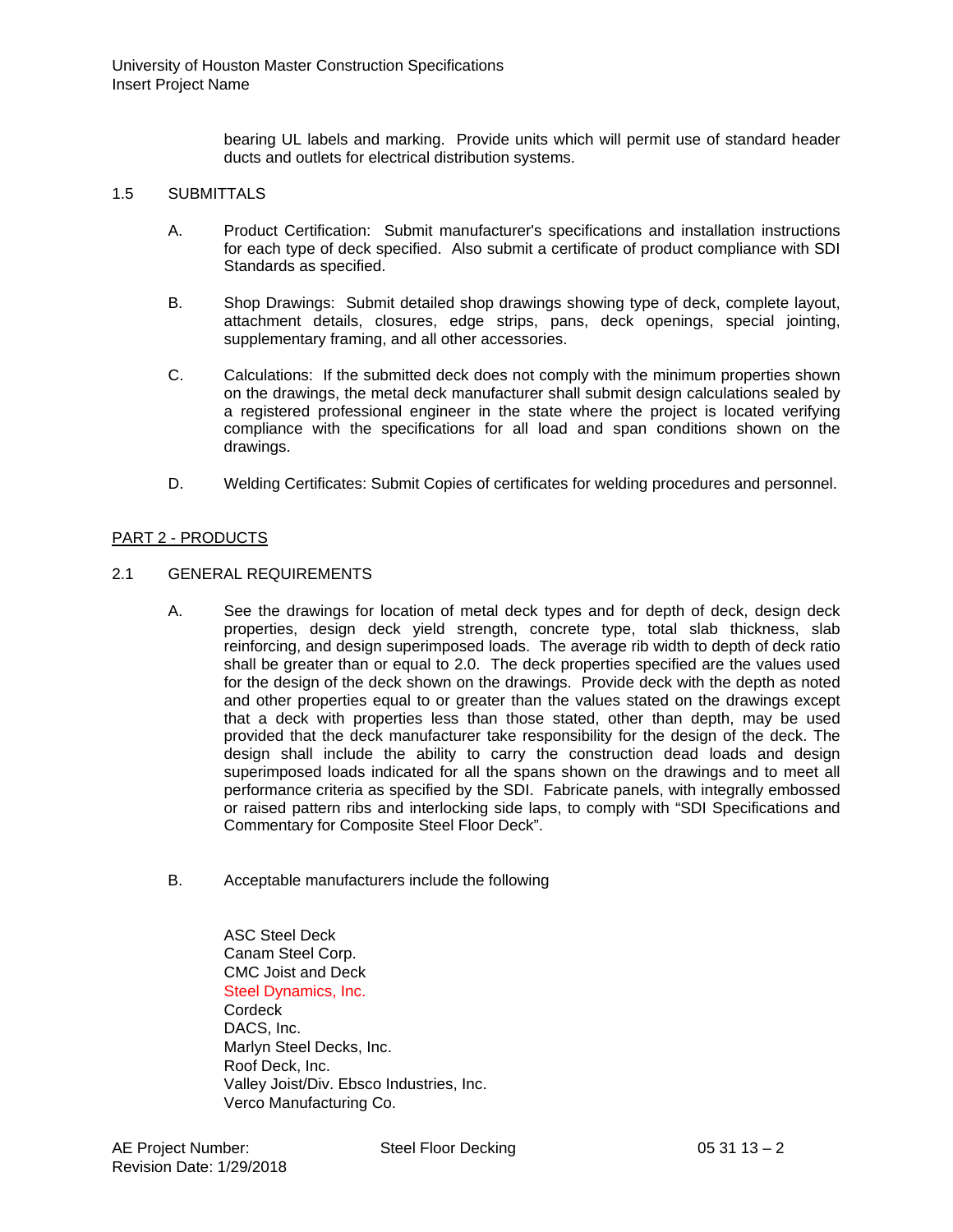bearing UL labels and marking. Provide units which will permit use of standard header ducts and outlets for electrical distribution systems.

## 1.5 SUBMITTALS

A. Product Certification: Submit manufacturer's specifications and installation instructions for each type of deck specified. Also submit a certificate of product compliance with SDI Standards as specified.

B. Shop Drawings: Submit detailed shop drawings showing type of deck, complete layout, attachment details, closures, edge strips, pans, deck openings, special jointing, supplementary framing, and all other accessories.

C. Calculations: If the submitted deck does not comply with the minimum properties shown on the drawings, the metal deck manufacturer shall submit design calculations sealed by a registered professional engineer in the state where the project is located verifying compliance with the specifications for all load and span conditions shown on the drawings.

D. Welding Certificates: Submit Copies of certificates for welding procedures and personnel.

# PART 2 - PRODUCTS

## 2.1 GENERAL REQUIREMENTS

A. See the drawings for location of metal deck types and for depth of deck, design deck properties, design deck yield strength, concrete type, total slab thickness, slab reinforcing, and design superimposed loads. The average rib width to depth of deck ratio shall be greater than or equal to 2.0. The deck properties specified are the values used for the design of the deck shown on the drawings. Provide deck with the depth as noted and other properties equal to or greater than the values stated on the drawings except that a deck with properties less than those stated, other than depth, may be used provided that the deck manufacturer take responsibility for the design of the deck. The design shall include the ability to carry the construction dead loads and design superimposed loads indicated for all the spans shown on the drawings and to meet all performance criteria as specified by the SDI. Fabricate panels, with integrally embossed or raised pattern ribs and interlocking side laps, to comply with "SDI Specifications and Commentary for Composite Steel Floor Deck".

B. Acceptable manufacturers include the following

ASC Steel Deck
Canam Steel Corp.
CMC Joist and Deck
Steel Dynamics, Inc.
Cordeck
DACS, Inc.
Marlyn Steel Decks, Inc.
Roof Deck, Inc.
Valley Joist/Div. Ebsco Industries, Inc.
Verco Manufacturing Co.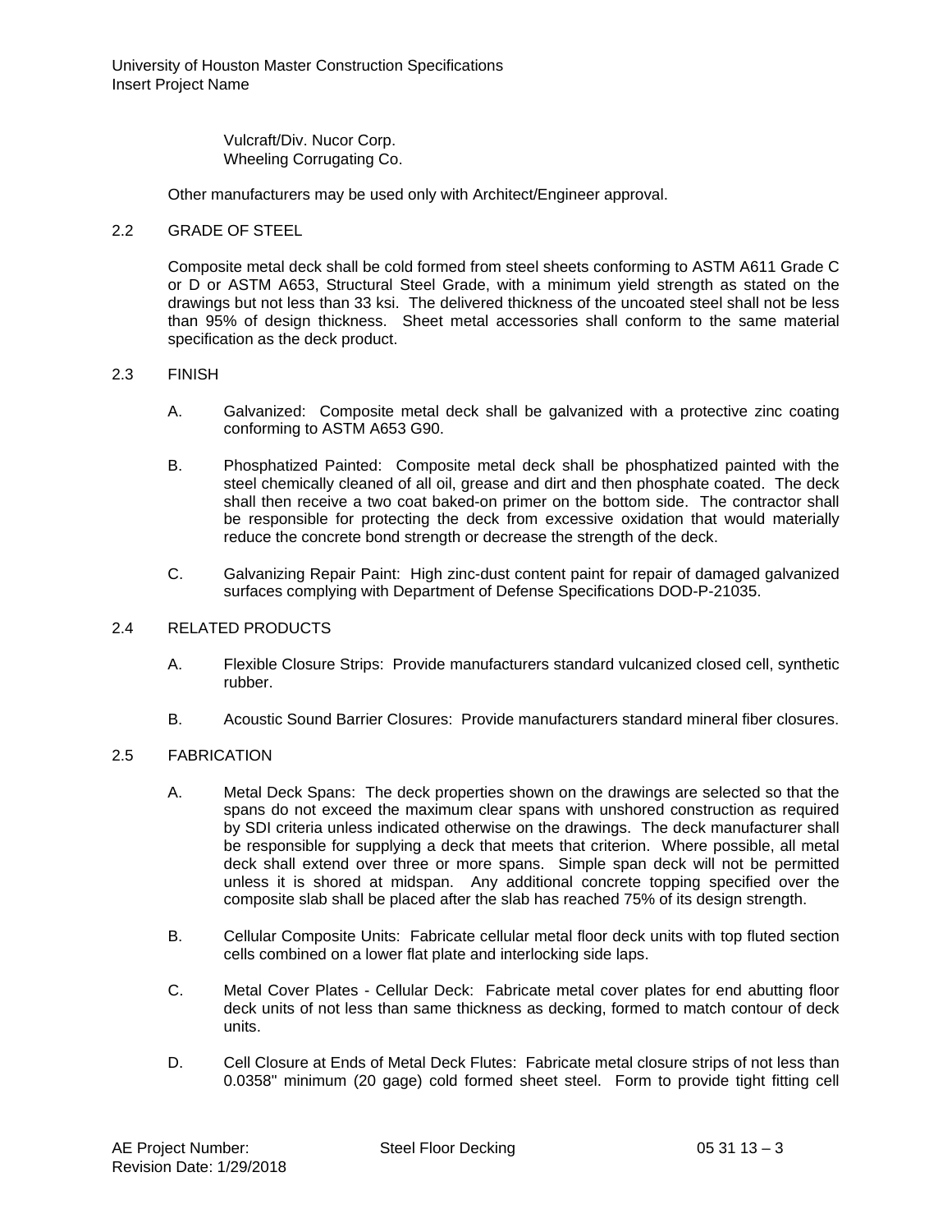Vulcraft/Div. Nucor Corp.
Wheeling Corrugating Co.

Other manufacturers may be used only with Architect/Engineer approval.

## 2.2 GRADE OF STEEL

Composite metal deck shall be cold formed from steel sheets conforming to ASTM A611 Grade C or D or ASTM A653, Structural Steel Grade, with a minimum yield strength as stated on the drawings but not less than 33 ksi. The delivered thickness of the uncoated steel shall not be less than 95% of design thickness. Sheet metal accessories shall conform to the same material specification as the deck product.

## 2.3 FINISH

A. Galvanized: Composite metal deck shall be galvanized with a protective zinc coating conforming to ASTM A653 G90.

B. Phosphatized Painted: Composite metal deck shall be phosphatized painted with the steel chemically cleaned of all oil, grease and dirt and then phosphate coated. The deck shall then receive a two coat baked-on primer on the bottom side. The contractor shall be responsible for protecting the deck from excessive oxidation that would materially reduce the concrete bond strength or decrease the strength of the deck.

C. Galvanizing Repair Paint: High zinc-dust content paint for repair of damaged galvanized surfaces complying with Department of Defense Specifications DOD-P-21035.

## 2.4 RELATED PRODUCTS

A. Flexible Closure Strips: Provide manufacturers standard vulcanized closed cell, synthetic rubber.

B. Acoustic Sound Barrier Closures: Provide manufacturers standard mineral fiber closures.

## 2.5 FABRICATION

A. Metal Deck Spans: The deck properties shown on the drawings are selected so that the spans do not exceed the maximum clear spans with unshored construction as required by SDI criteria unless indicated otherwise on the drawings. The deck manufacturer shall be responsible for supplying a deck that meets that criterion. Where possible, all metal deck shall extend over three or more spans. Simple span deck will not be permitted unless it is shored at midspan. Any additional concrete topping specified over the composite slab shall be placed after the slab has reached 75% of its design strength.

B. Cellular Composite Units: Fabricate cellular metal floor deck units with top fluted section cells combined on a lower flat plate and interlocking side laps.

C. Metal Cover Plates - Cellular Deck: Fabricate metal cover plates for end abutting floor deck units of not less than same thickness as decking, formed to match contour of deck units.

D. Cell Closure at Ends of Metal Deck Flutes: Fabricate metal closure strips of not less than 0.0358" minimum (20 gage) cold formed sheet steel. Form to provide tight fitting cell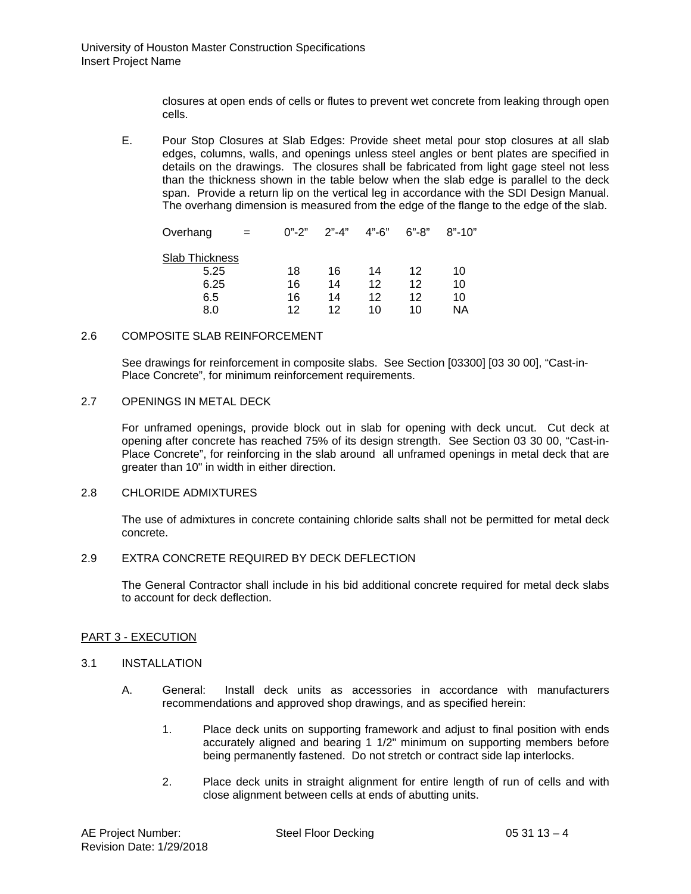closures at open ends of cells or flutes to prevent wet concrete from leaking through open cells.

E. Pour Stop Closures at Slab Edges: Provide sheet metal pour stop closures at all slab edges, columns, walls, and openings unless steel angles or bent plates are specified in details on the drawings. The closures shall be fabricated from light gage steel not less than the thickness shown in the table below when the slab edge is parallel to the deck span. Provide a return lip on the vertical leg in accordance with the SDI Design Manual. The overhang dimension is measured from the edge of the flange to the edge of the slab.

| Overhang = | 0"-2" | 2"-4" | 4"-6" | 6"-8" | 8"-10" |
|---|---|---|---|---|---|
| Slab Thickness | | | | | |
| 5.25 | 18 | 16 | 14 | 12 | 10 |
| 6.25 | 16 | 14 | 12 | 12 | 10 |
| 6.5 | 16 | 14 | 12 | 12 | 10 |
| 8.0 | 12 | 12 | 10 | 10 | NA |

## 2.6 COMPOSITE SLAB REINFORCEMENT

See drawings for reinforcement in composite slabs. See Section [03300] [03 30 00], "Cast-in-Place Concrete", for minimum reinforcement requirements.

## 2.7 OPENINGS IN METAL DECK

For unframed openings, provide block out in slab for opening with deck uncut. Cut deck at opening after concrete has reached 75% of its design strength. See Section 03 30 00, "Cast-in-Place Concrete", for reinforcing in the slab around all unframed openings in metal deck that are greater than 10" in width in either direction.

## 2.8 CHLORIDE ADMIXTURES

The use of admixtures in concrete containing chloride salts shall not be permitted for metal deck concrete.

## 2.9 EXTRA CONCRETE REQUIRED BY DECK DEFLECTION

The General Contractor shall include in his bid additional concrete required for metal deck slabs to account for deck deflection.

# PART 3 - EXECUTION

## 3.1 INSTALLATION

A. General: Install deck units as accessories in accordance with manufacturers recommendations and approved shop drawings, and as specified herein:

1. Place deck units on supporting framework and adjust to final position with ends accurately aligned and bearing 1 1/2" minimum on supporting members before being permanently fastened. Do not stretch or contract side lap interlocks.

2. Place deck units in straight alignment for entire length of run of cells and with close alignment between cells at ends of abutting units.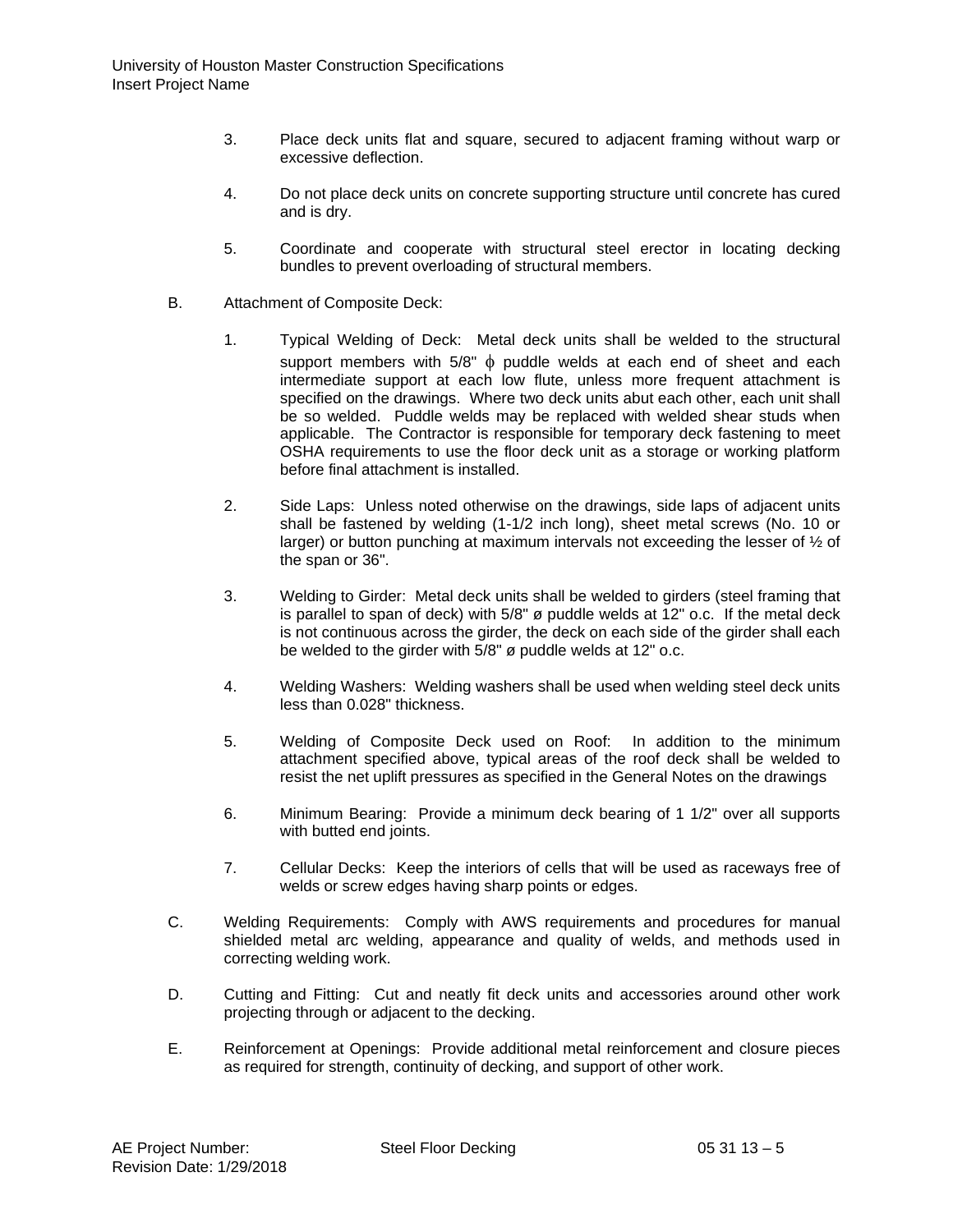3. Place deck units flat and square, secured to adjacent framing without warp or excessive deflection.

4. Do not place deck units on concrete supporting structure until concrete has cured and is dry.

5. Coordinate and cooperate with structural steel erector in locating decking bundles to prevent overloading of structural members.

B. Attachment of Composite Deck:

1. Typical Welding of Deck: Metal deck units shall be welded to the structural support members with 5/8" ϕ puddle welds at each end of sheet and each intermediate support at each low flute, unless more frequent attachment is specified on the drawings. Where two deck units abut each other, each unit shall be so welded. Puddle welds may be replaced with welded shear studs when applicable. The Contractor is responsible for temporary deck fastening to meet OSHA requirements to use the floor deck unit as a storage or working platform before final attachment is installed.

2. Side Laps: Unless noted otherwise on the drawings, side laps of adjacent units shall be fastened by welding (1-1/2 inch long), sheet metal screws (No. 10 or larger) or button punching at maximum intervals not exceeding the lesser of ½ of the span or 36".

3. Welding to Girder: Metal deck units shall be welded to girders (steel framing that is parallel to span of deck) with 5/8" ø puddle welds at 12" o.c. If the metal deck is not continuous across the girder, the deck on each side of the girder shall each be welded to the girder with 5/8" ø puddle welds at 12" o.c.

4. Welding Washers: Welding washers shall be used when welding steel deck units less than 0.028" thickness.

5. Welding of Composite Deck used on Roof: In addition to the minimum attachment specified above, typical areas of the roof deck shall be welded to resist the net uplift pressures as specified in the General Notes on the drawings

6. Minimum Bearing: Provide a minimum deck bearing of 1 1/2" over all supports with butted end joints.

7. Cellular Decks: Keep the interiors of cells that will be used as raceways free of welds or screw edges having sharp points or edges.

C. Welding Requirements: Comply with AWS requirements and procedures for manual shielded metal arc welding, appearance and quality of welds, and methods used in correcting welding work.

D. Cutting and Fitting: Cut and neatly fit deck units and accessories around other work projecting through or adjacent to the decking.

E. Reinforcement at Openings: Provide additional metal reinforcement and closure pieces as required for strength, continuity of decking, and support of other work.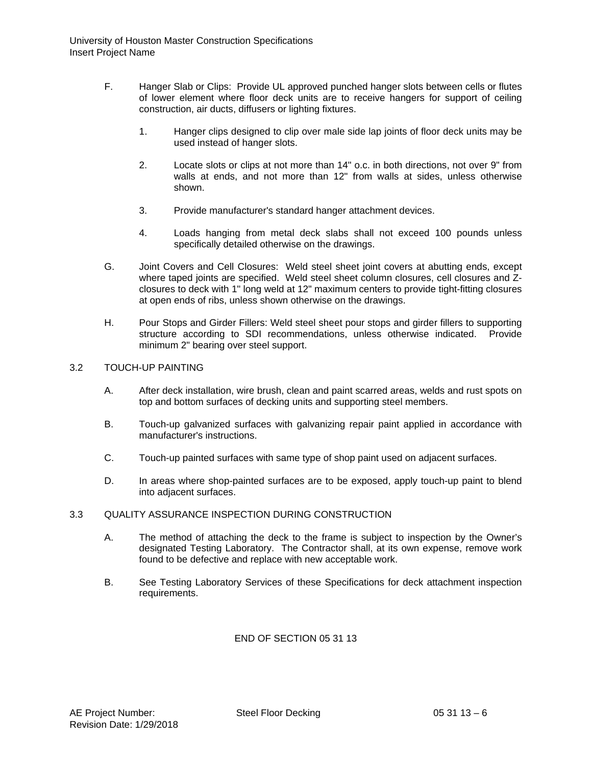F. Hanger Slab or Clips: Provide UL approved punched hanger slots between cells or flutes of lower element where floor deck units are to receive hangers for support of ceiling construction, air ducts, diffusers or lighting fixtures.

   1. Hanger clips designed to clip over male side lap joints of floor deck units may be used instead of hanger slots.

   2. Locate slots or clips at not more than 14" o.c. in both directions, not over 9" from walls at ends, and not more than 12" from walls at sides, unless otherwise shown.

   3. Provide manufacturer's standard hanger attachment devices.

   4. Loads hanging from metal deck slabs shall not exceed 100 pounds unless specifically detailed otherwise on the drawings.

G. Joint Covers and Cell Closures: Weld steel sheet joint covers at abutting ends, except where taped joints are specified. Weld steel sheet column closures, cell closures and Z-closures to deck with 1" long weld at 12" maximum centers to provide tight-fitting closures at open ends of ribs, unless shown otherwise on the drawings.

H. Pour Stops and Girder Fillers: Weld steel sheet pour stops and girder fillers to supporting structure according to SDI recommendations, unless otherwise indicated. Provide minimum 2" bearing over steel support.

## 3.2 TOUCH-UP PAINTING

A. After deck installation, wire brush, clean and paint scarred areas, welds and rust spots on top and bottom surfaces of decking units and supporting steel members.

B. Touch-up galvanized surfaces with galvanizing repair paint applied in accordance with manufacturer's instructions.

C. Touch-up painted surfaces with same type of shop paint used on adjacent surfaces.

D. In areas where shop-painted surfaces are to be exposed, apply touch-up paint to blend into adjacent surfaces.

## 3.3 QUALITY ASSURANCE INSPECTION DURING CONSTRUCTION

A. The method of attaching the deck to the frame is subject to inspection by the Owner's designated Testing Laboratory. The Contractor shall, at its own expense, remove work found to be defective and replace with new acceptable work.

B. See Testing Laboratory Services of these Specifications for deck attachment inspection requirements.

END OF SECTION 05 31 13